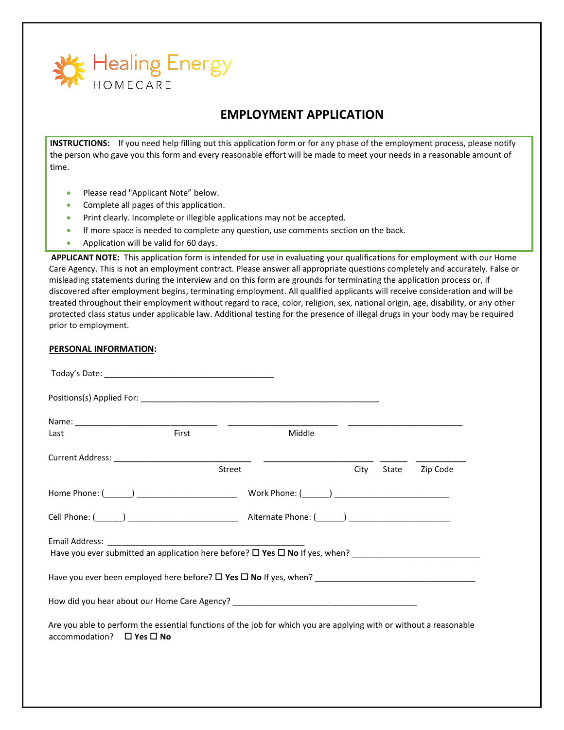Healing Energy
HOMECARE

# EMPLOYMENT APPLICATION

**INSTRUCTIONS:** If you need help filling out this application form or for any phase of the employment process, please notify the person who gave you this form and every reasonable effort will be made to meet your needs in a reasonable amount of time.

- Please read "Applicant Note" below.
- Complete all pages of this application.
- Print clearly. Incomplete or illegible applications may not be accepted.
- If more space is needed to complete any question, use comments section on the back.
- Application will be valid for 60 days.

**APPLICANT NOTE:** This application form is intended for use in evaluating your qualifications for employment with our Home Care Agency. This is not an employment contract. Please answer all appropriate questions completely and accurately. False or misleading statements during the interview and on this form are grounds for terminating the application process or, if discovered after employment begins, terminating employment. All qualified applicants will receive consideration and will be treated throughout their employment without regard to race, color, religion, sex, national origin, age, disability, or any other protected class status under applicable law. Additional testing for the presence of illegal drugs in your body may be required prior to employment.

**PERSONAL INFORMATION:**

Today's Date: ______________________________________

Positions(s) Applied For: ______________________________________________________

Name: ________________________________ __________________________ ___________________________
Last First Middle

Current Address: ______________________________ ________________________ ______ ___________
Street City State Zip Code

Home Phone: (______) ______________________ Work Phone: (______) _________________________

Cell Phone: (______) ________________________ Alternate Phone: (______) ______________________

Email Address: ____________________________________________
Have you ever submitted an application here before? ☐ **Yes** ☐ **No** If yes, when? ____________________________

Have you ever been employed here before? ☐ **Yes** ☐ **No** If yes, when? ___________________________________

How did you hear about our Home Care Agency? _________________________________________

Are you able to perform the essential functions of the job for which you are applying with or without a reasonable accommodation? ☐ **Yes** ☐ **No**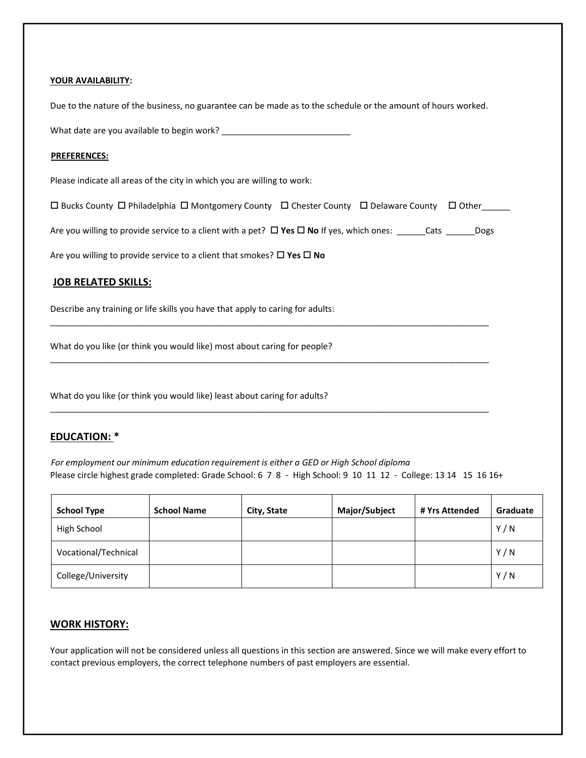**YOUR AVAILABILITY:**

Due to the nature of the business, no guarantee can be made as to the schedule or the amount of hours worked.

What date are you available to begin work? ___________________________

**PREFERENCES:**

Please indicate all areas of the city in which you are willing to work:

☐ Bucks County ☐ Philadelphia ☐ Montgomery County ☐ Chester County ☐ Delaware County ☐ Other______

Are you willing to provide service to a client with a pet? ☐ **Yes** ☐ **No** If yes, which ones: ______Cats ______Dogs

Are you willing to provide service to a client that smokes? ☐ **Yes** ☐ **No**

## JOB RELATED SKILLS:

Describe any training or life skills you have that apply to caring for adults:

_____________________________________________________________________________________________

What do you like (or think you would like) most about caring for people?

_____________________________________________________________________________________________

What do you like (or think you would like) least about caring for adults?

_____________________________________________________________________________________________

## EDUCATION: *

*For employment our minimum education requirement is either a GED or High School diploma*

Please circle highest grade completed: Grade School: 6 7 8 - High School: 9 10 11 12 - College: 13 14 15 16 16+

| School Type | School Name | City, State | Major/Subject | # Yrs Attended | Graduate |
|---|---|---|---|---|---|
| High School | | | | | Y / N |
| Vocational/Technical | | | | | Y / N |
| College/University | | | | | Y / N |

## WORK HISTORY:

Your application will not be considered unless all questions in this section are answered. Since we will make every effort to contact previous employers, the correct telephone numbers of past employers are essential.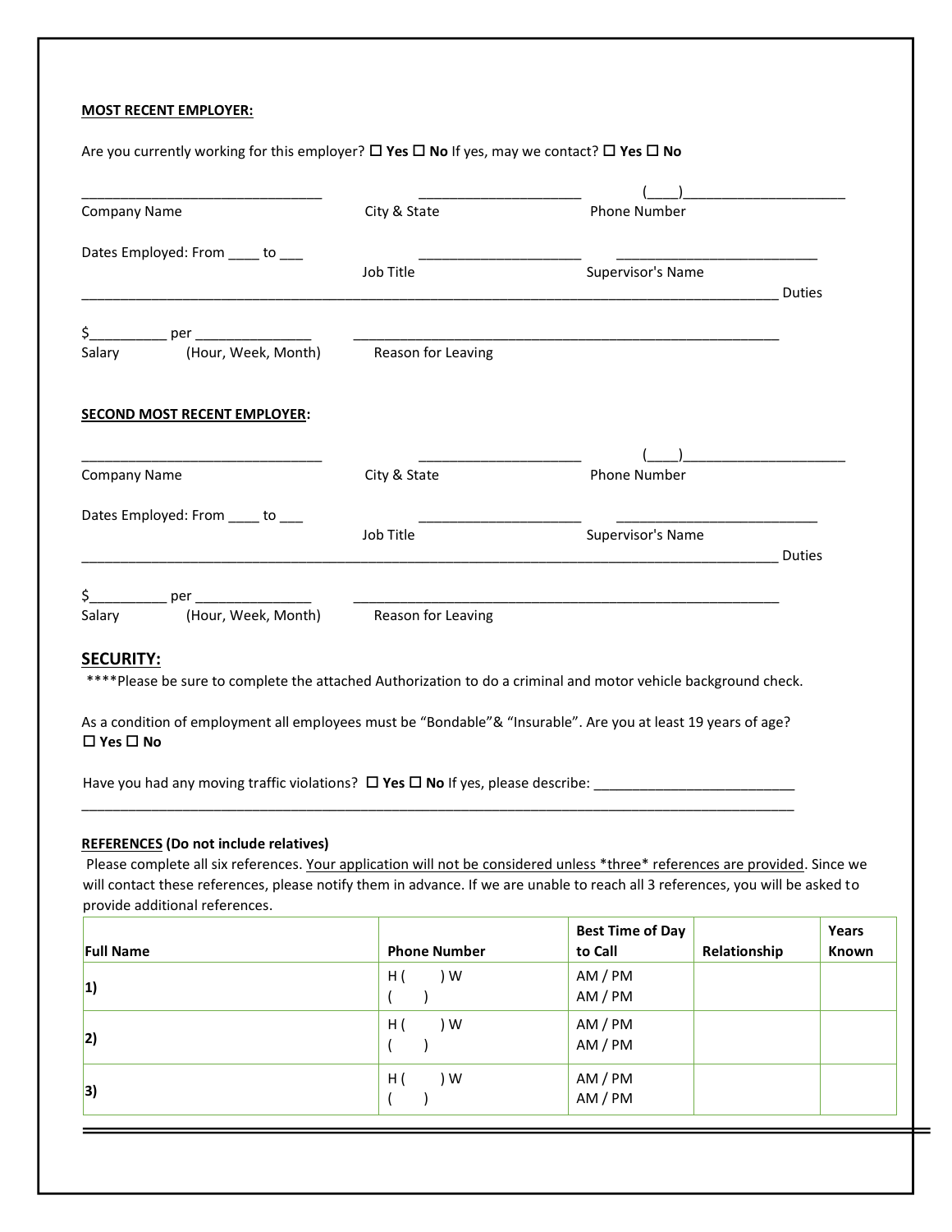**MOST RECENT EMPLOYER:**

Are you currently working for this employer? ☐ **Yes** ☐ **No** If yes, may we contact? ☐ **Yes** ☐ **No**

________________________________ ______________________ (____)______________________

Company Name City & State Phone Number

Dates Employed: From ____ to ___ ______________________ ___________________________

Job Title Supervisor's Name

______________________________________________________________________________________ Duties

$__________ per _______________ ________________________________________________________

Salary (Hour, Week, Month) Reason for Leaving

**SECOND MOST RECENT EMPLOYER:**

________________________________ ______________________ (____)______________________

Company Name City & State Phone Number

Dates Employed: From ____ to ___ ______________________ ___________________________

Job Title Supervisor's Name

______________________________________________________________________________________ Duties

$__________ per _______________ ________________________________________________________

Salary (Hour, Week, Month) Reason for Leaving

## SECURITY:

****Please be sure to complete the attached Authorization to do a criminal and motor vehicle background check.

As a condition of employment all employees must be "Bondable"& "Insurable". Are you at least 19 years of age?
☐ **Yes** ☐ **No**

Have you had any moving traffic violations? ☐ **Yes** ☐ **No** If yes, please describe: __________________________

______________________________________________________________________________________

**REFERENCES (Do not include relatives)**

Please complete all six references. Your application will not be considered unless *three* references are provided. Since we will contact these references, please notify them in advance. If we are unable to reach all 3 references, you will be asked to provide additional references.

| **Full Name** | **Phone Number** | **Best Time of Day to Call** | **Relationship** | **Years Known** |
|---|---|---|---|---|
| **1)** | H ( ) W ( ) | AM / PM AM / PM | | |
| **2)** | H ( ) W ( ) | AM / PM AM / PM | | |
| **3)** | H ( ) W ( ) | AM / PM AM / PM | | |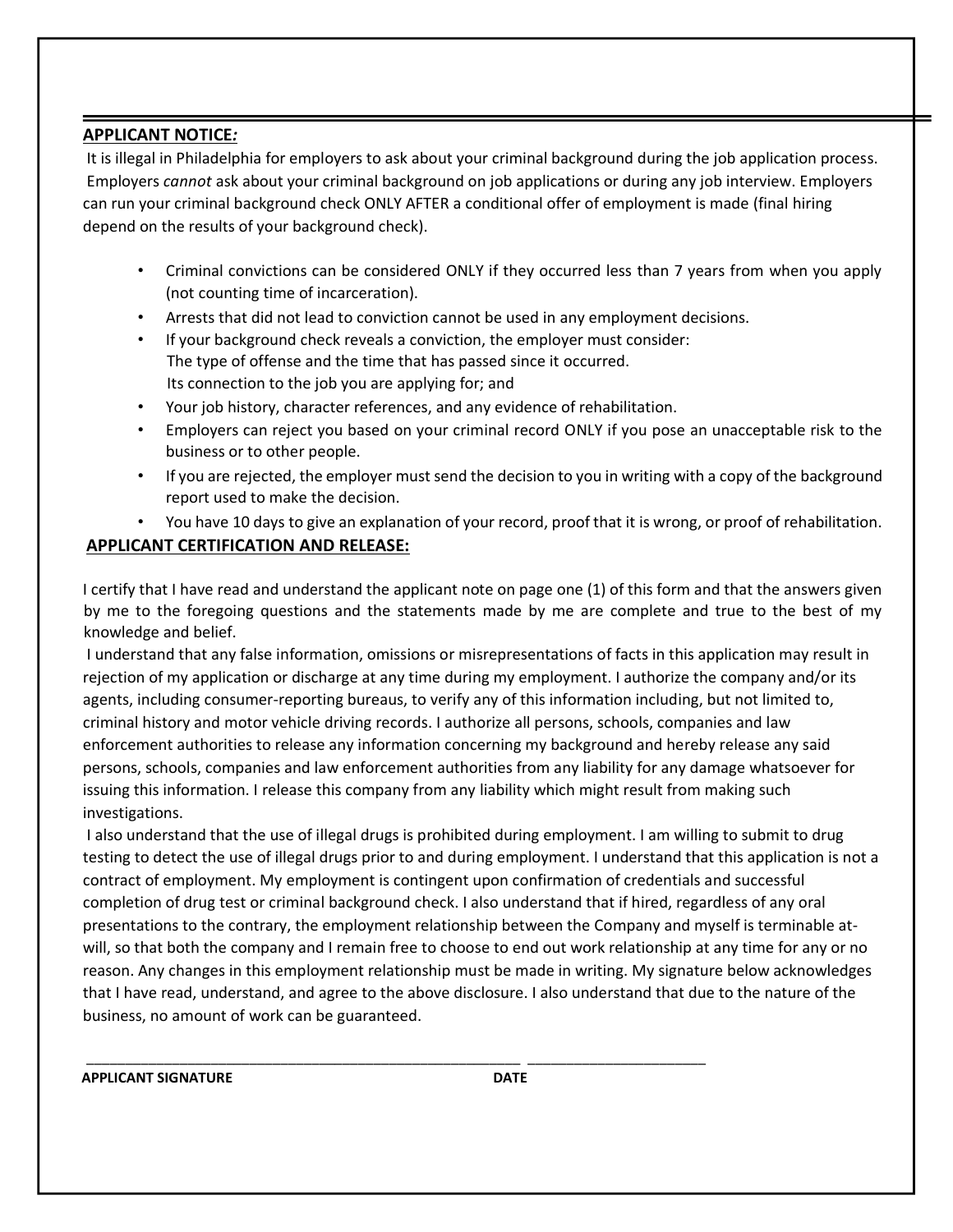**APPLICANT NOTICE*:***

It is illegal in Philadelphia for employers to ask about your criminal background during the job application process. Employers *cannot* ask about your criminal background on job applications or during any job interview. Employers can run your criminal background check ONLY AFTER a conditional offer of employment is made (final hiring depend on the results of your background check).

- Criminal convictions can be considered ONLY if they occurred less than 7 years from when you apply (not counting time of incarceration).
- Arrests that did not lead to conviction cannot be used in any employment decisions.
- If your background check reveals a conviction, the employer must consider:
  The type of offense and the time that has passed since it occurred.
  Its connection to the job you are applying for; and
- Your job history, character references, and any evidence of rehabilitation.
- Employers can reject you based on your criminal record ONLY if you pose an unacceptable risk to the business or to other people.
- If you are rejected, the employer must send the decision to you in writing with a copy of the background report used to make the decision.
- You have 10 days to give an explanation of your record, proof that it is wrong, or proof of rehabilitation.

**APPLICANT CERTIFICATION AND RELEASE:**

I certify that I have read and understand the applicant note on page one (1) of this form and that the answers given by me to the foregoing questions and the statements made by me are complete and true to the best of my knowledge and belief.

I understand that any false information, omissions or misrepresentations of facts in this application may result in rejection of my application or discharge at any time during my employment. I authorize the company and/or its agents, including consumer-reporting bureaus, to verify any of this information including, but not limited to, criminal history and motor vehicle driving records. I authorize all persons, schools, companies and law enforcement authorities to release any information concerning my background and hereby release any said persons, schools, companies and law enforcement authorities from any liability for any damage whatsoever for issuing this information. I release this company from any liability which might result from making such investigations.

I also understand that the use of illegal drugs is prohibited during employment. I am willing to submit to drug testing to detect the use of illegal drugs prior to and during employment. I understand that this application is not a contract of employment. My employment is contingent upon confirmation of credentials and successful completion of drug test or criminal background check. I also understand that if hired, regardless of any oral presentations to the contrary, the employment relationship between the Company and myself is terminable at-will, so that both the company and I remain free to choose to end out work relationship at any time for any or no reason. Any changes in this employment relationship must be made in writing. My signature below acknowledges that I have read, understand, and agree to the above disclosure. I also understand that due to the nature of the business, no amount of work can be guaranteed.

\_\_\_\_\_\_\_\_\_\_\_\_\_\_\_\_\_\_\_\_\_\_\_\_\_\_\_\_\_\_\_\_\_\_\_\_\_\_\_\_\_\_\_\_\_\_\_\_\_\_\_\_ \_\_\_\_\_\_\_\_\_\_\_\_\_\_\_\_\_\_\_\_\_\_

**APPLICANT SIGNATURE** **DATE**